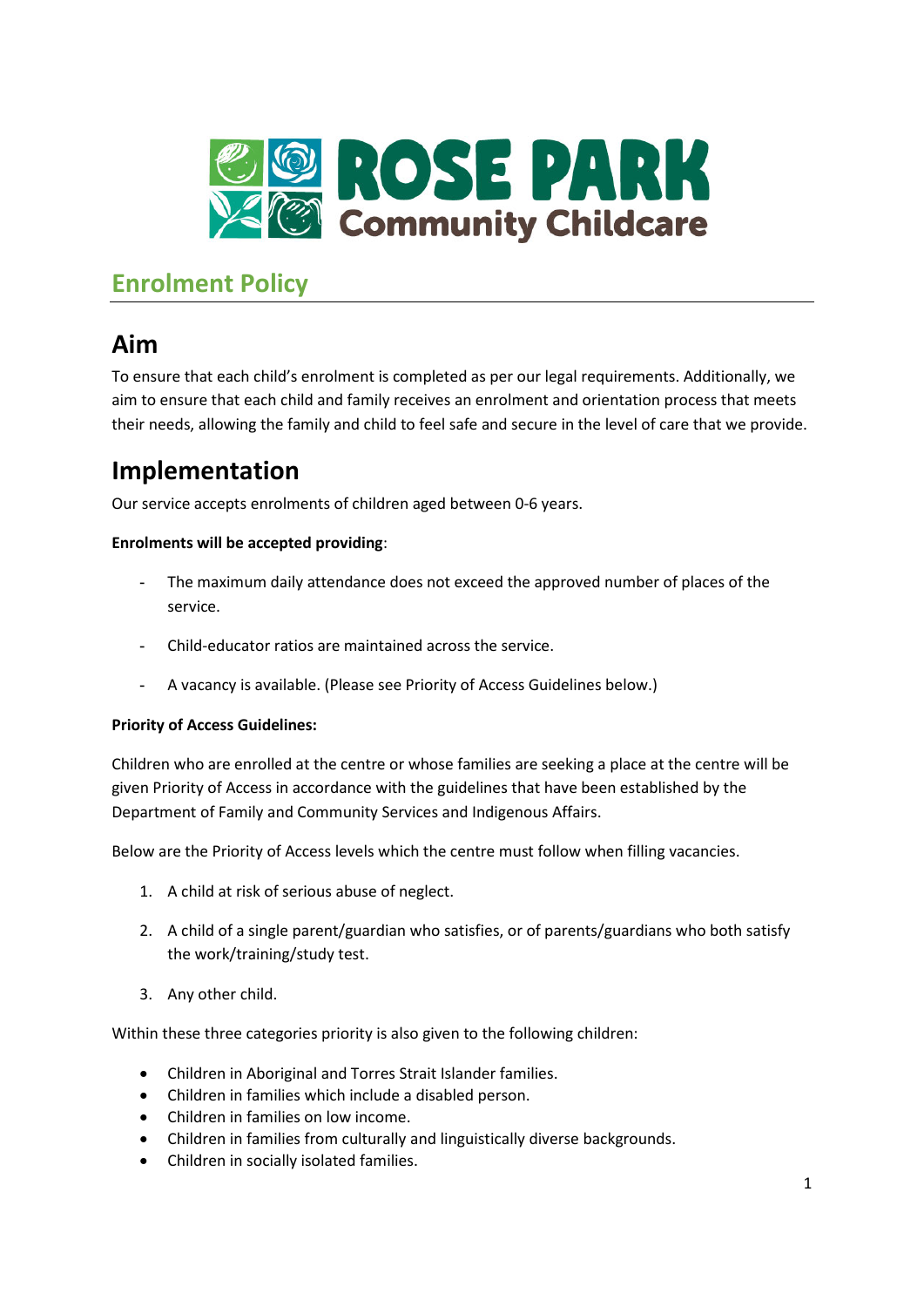ROSE PARK Community Childcare

## Enrolment Policy

# Aim

To ensure that each child's enrolment is completed as per our legal requirements. Additionally, we aim to ensure that each child and family receives an enrolment and orientation process that meets their needs, allowing the family and child to feel safe and secure in the level of care that we provide.

# Implementation

Our service accepts enrolments of children aged between 0-6 years.

**Enrolments will be accepted providing**:

- The maximum daily attendance does not exceed the approved number of places of the service.
- Child-educator ratios are maintained across the service.
- A vacancy is available. (Please see Priority of Access Guidelines below.)

**Priority of Access Guidelines:**

Children who are enrolled at the centre or whose families are seeking a place at the centre will be given Priority of Access in accordance with the guidelines that have been established by the Department of Family and Community Services and Indigenous Affairs.

Below are the Priority of Access levels which the centre must follow when filling vacancies.

1. A child at risk of serious abuse of neglect.
2. A child of a single parent/guardian who satisfies, or of parents/guardians who both satisfy the work/training/study test.
3. Any other child.

Within these three categories priority is also given to the following children:

- Children in Aboriginal and Torres Strait Islander families.
- Children in families which include a disabled person.
- Children in families on low income.
- Children in families from culturally and linguistically diverse backgrounds.
- Children in socially isolated families.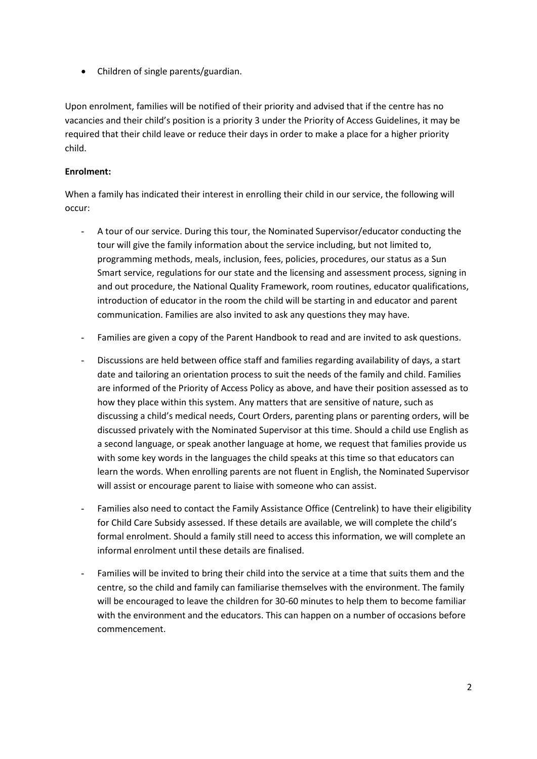- Children of single parents/guardian.

Upon enrolment, families will be notified of their priority and advised that if the centre has no vacancies and their child's position is a priority 3 under the Priority of Access Guidelines, it may be required that their child leave or reduce their days in order to make a place for a higher priority child.

**Enrolment:**

When a family has indicated their interest in enrolling their child in our service, the following will occur:

- A tour of our service. During this tour, the Nominated Supervisor/educator conducting the tour will give the family information about the service including, but not limited to, programming methods, meals, inclusion, fees, policies, procedures, our status as a Sun Smart service, regulations for our state and the licensing and assessment process, signing in and out procedure, the National Quality Framework, room routines, educator qualifications, introduction of educator in the room the child will be starting in and educator and parent communication. Families are also invited to ask any questions they may have.
- Families are given a copy of the Parent Handbook to read and are invited to ask questions.
- Discussions are held between office staff and families regarding availability of days, a start date and tailoring an orientation process to suit the needs of the family and child. Families are informed of the Priority of Access Policy as above, and have their position assessed as to how they place within this system. Any matters that are sensitive of nature, such as discussing a child's medical needs, Court Orders, parenting plans or parenting orders, will be discussed privately with the Nominated Supervisor at this time. Should a child use English as a second language, or speak another language at home, we request that families provide us with some key words in the languages the child speaks at this time so that educators can learn the words. When enrolling parents are not fluent in English, the Nominated Supervisor will assist or encourage parent to liaise with someone who can assist.
- Families also need to contact the Family Assistance Office (Centrelink) to have their eligibility for Child Care Subsidy assessed. If these details are available, we will complete the child's formal enrolment. Should a family still need to access this information, we will complete an informal enrolment until these details are finalised.
- Families will be invited to bring their child into the service at a time that suits them and the centre, so the child and family can familiarise themselves with the environment. The family will be encouraged to leave the children for 30-60 minutes to help them to become familiar with the environment and the educators. This can happen on a number of occasions before commencement.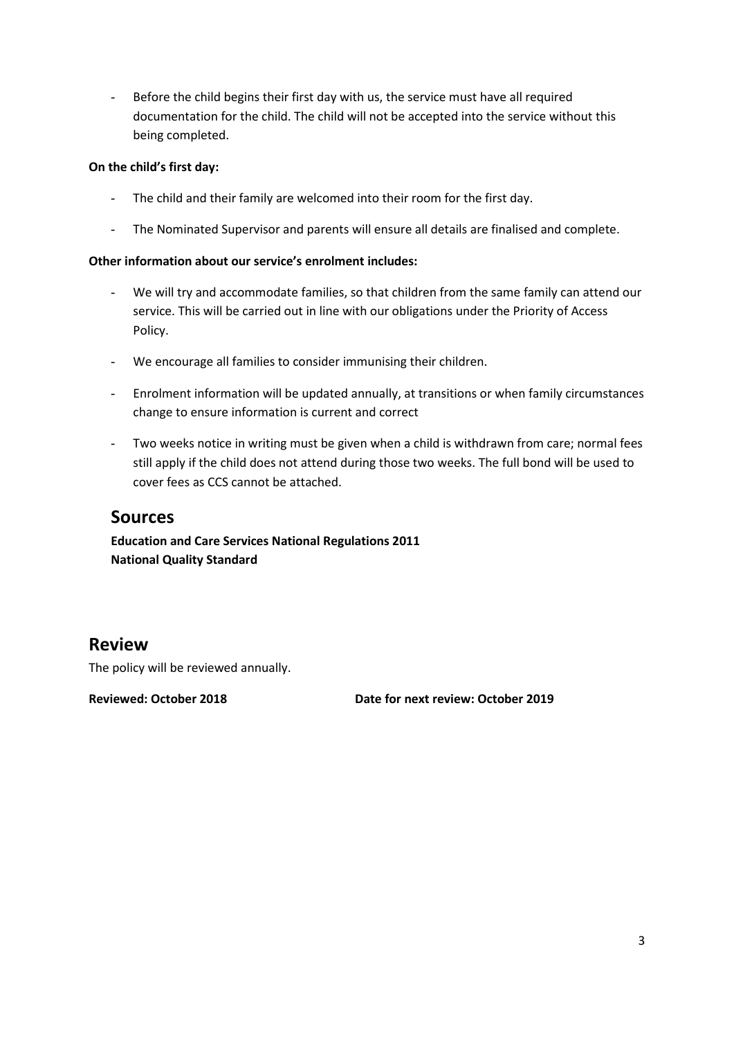- Before the child begins their first day with us, the service must have all required documentation for the child. The child will not be accepted into the service without this being completed.

**On the child's first day:**

- The child and their family are welcomed into their room for the first day.
- The Nominated Supervisor and parents will ensure all details are finalised and complete.

**Other information about our service's enrolment includes:**

- We will try and accommodate families, so that children from the same family can attend our service. This will be carried out in line with our obligations under the Priority of Access Policy.
- We encourage all families to consider immunising their children.
- Enrolment information will be updated annually, at transitions or when family circumstances change to ensure information is current and correct
- Two weeks notice in writing must be given when a child is withdrawn from care; normal fees still apply if the child does not attend during those two weeks. The full bond will be used to cover fees as CCS cannot be attached.

## Sources

**Education and Care Services National Regulations 2011**
**National Quality Standard**

## Review

The policy will be reviewed annually.

**Reviewed: October 2018** **Date for next review: October 2019**